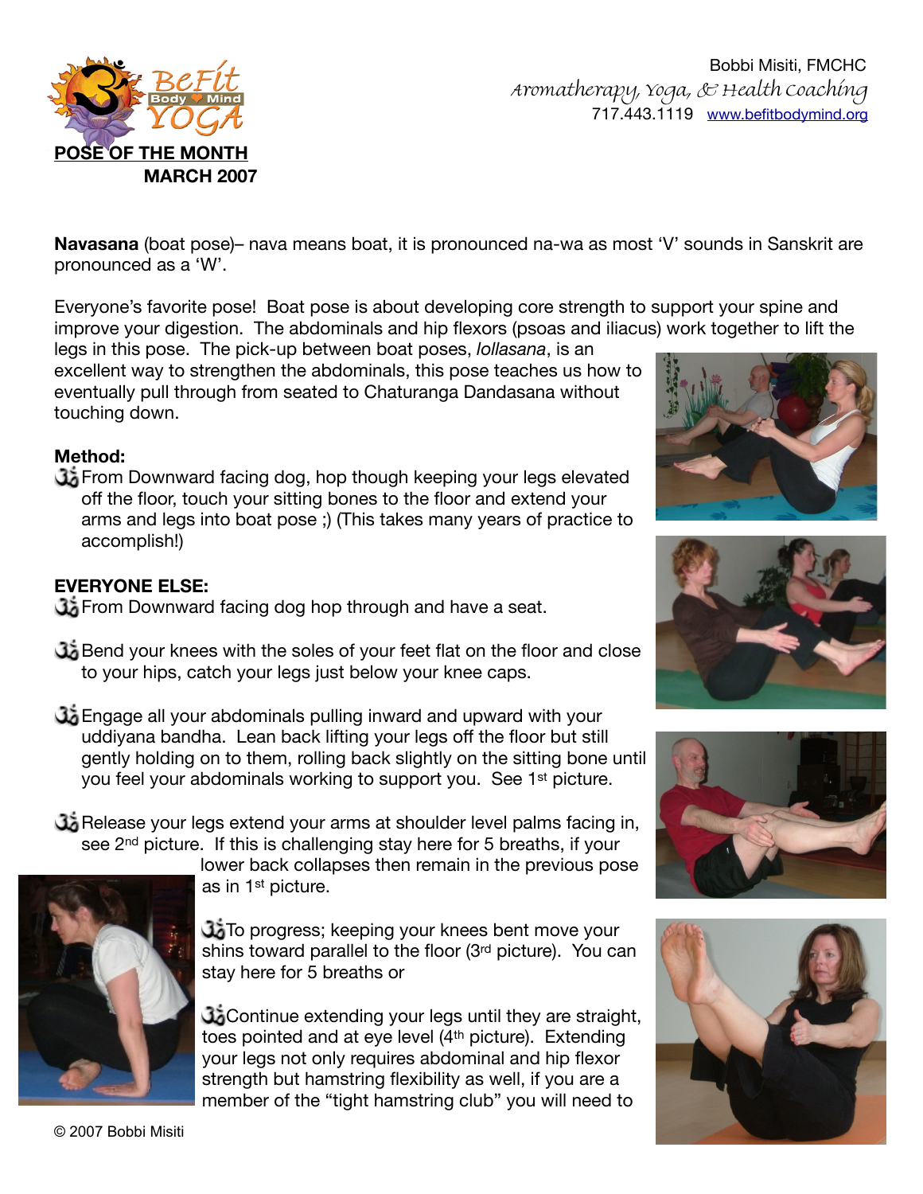Bobbi Misiti, FMCHC
Aromatherapy, Yoga, & Health Coaching
717.443.1119 www.befitbodymind.org

**POSE OF THE MONTH**
**MARCH 2007**

**Navasana** (boat pose)– nava means boat, it is pronounced na-wa as most 'V' sounds in Sanskrit are pronounced as a 'W'.

Everyone's favorite pose! Boat pose is about developing core strength to support your spine and improve your digestion. The abdominals and hip flexors (psoas and iliacus) work together to lift the legs in this pose. The pick-up between boat poses, *lollasana*, is an excellent way to strengthen the abdominals, this pose teaches us how to eventually pull through from seated to Chaturanga Dandasana without touching down.

**Method:**

- From Downward facing dog, hop though keeping your legs elevated off the floor, touch your sitting bones to the floor and extend your arms and legs into boat pose ;) (This takes many years of practice to accomplish!)

**EVERYONE ELSE:**

- From Downward facing dog hop through and have a seat.
- Bend your knees with the soles of your feet flat on the floor and close to your hips, catch your legs just below your knee caps.
- Engage all your abdominals pulling inward and upward with your uddiyana bandha. Lean back lifting your legs off the floor but still gently holding on to them, rolling back slightly on the sitting bone until you feel your abdominals working to support you. See 1st picture.
- Release your legs extend your arms at shoulder level palms facing in, see 2nd picture. If this is challenging stay here for 5 breaths, if your lower back collapses then remain in the previous pose as in 1st picture.
- To progress; keeping your knees bent move your shins toward parallel to the floor (3rd picture). You can stay here for 5 breaths or
- Continue extending your legs until they are straight, toes pointed and at eye level (4th picture). Extending your legs not only requires abdominal and hip flexor strength but hamstring flexibility as well, if you are a member of the "tight hamstring club" you will need to

© 2007 Bobbi Misiti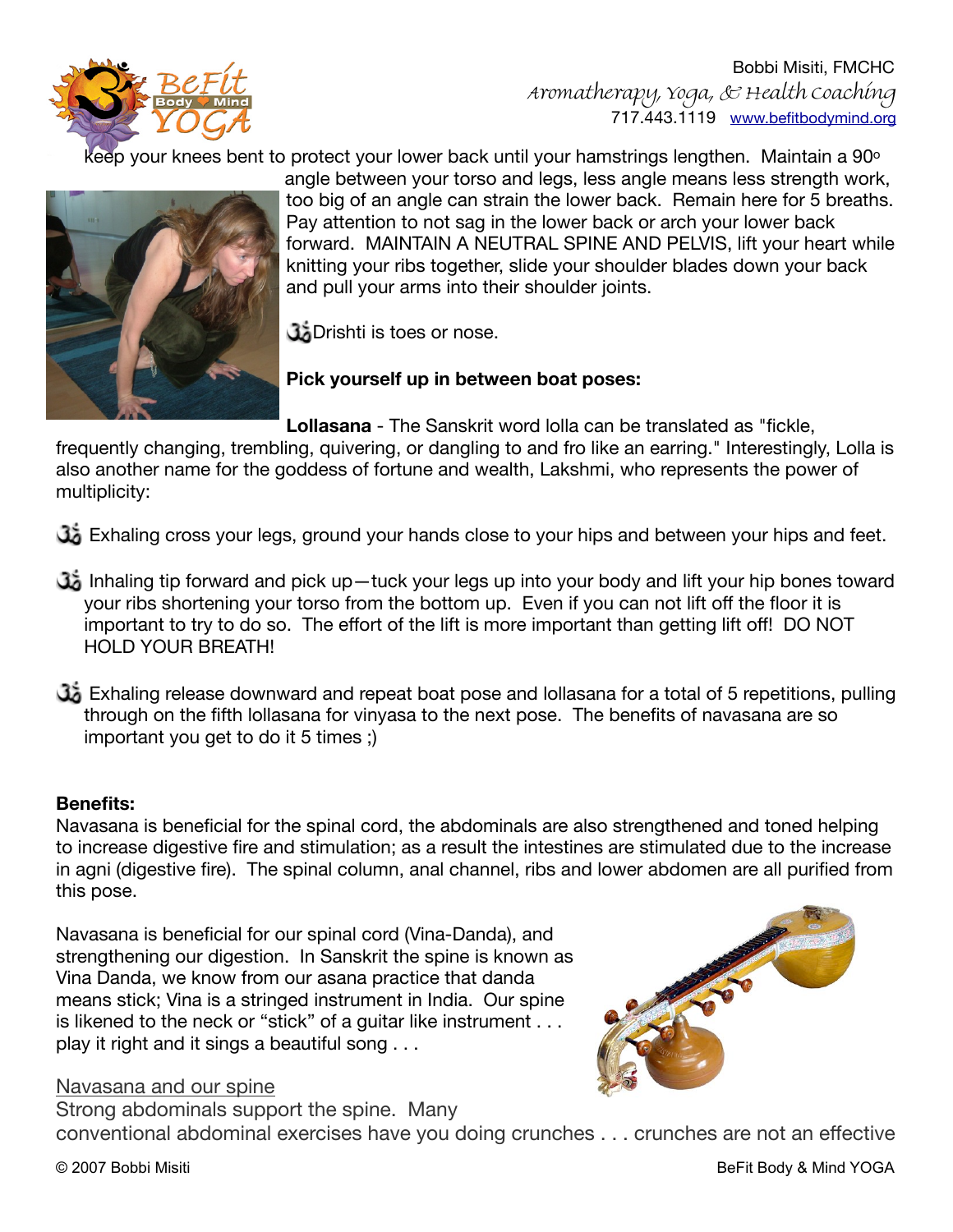keep your knees bent to protect your lower back until your hamstrings lengthen. Maintain a 90º angle between your torso and legs, less angle means less strength work, too big of an angle can strain the lower back. Remain here for 5 breaths. Pay attention to not sag in the lower back or arch your lower back forward. MAINTAIN A NEUTRAL SPINE AND PELVIS, lift your heart while knitting your ribs together, slide your shoulder blades down your back and pull your arms into their shoulder joints.

ॐ Drishti is toes or nose.

**Pick yourself up in between boat poses:**

**Lollasana** - The Sanskrit word lolla can be translated as "fickle, frequently changing, trembling, quivering, or dangling to and fro like an earring." Interestingly, Lolla is also another name for the goddess of fortune and wealth, Lakshmi, who represents the power of multiplicity:

- ॐ Exhaling cross your legs, ground your hands close to your hips and between your hips and feet.
- ॐ Inhaling tip forward and pick up—tuck your legs up into your body and lift your hip bones toward your ribs shortening your torso from the bottom up. Even if you can not lift off the floor it is important to try to do so. The effort of the lift is more important than getting lift off! DO NOT HOLD YOUR BREATH!
- ॐ Exhaling release downward and repeat boat pose and lollasana for a total of 5 repetitions, pulling through on the fifth lollasana for vinyasa to the next pose. The benefits of navasana are so important you get to do it 5 times ;)

**Benefits:**

Navasana is beneficial for the spinal cord, the abdominals are also strengthened and toned helping to increase digestive fire and stimulation; as a result the intestines are stimulated due to the increase in agni (digestive fire). The spinal column, anal channel, ribs and lower abdomen are all purified from this pose.

Navasana is beneficial for our spinal cord (Vina-Danda), and strengthening our digestion. In Sanskrit the spine is known as Vina Danda, we know from our asana practice that danda means stick; Vina is a stringed instrument in India. Our spine is likened to the neck or "stick" of a guitar like instrument . . . play it right and it sings a beautiful song . . .

Navasana and our spine

Strong abdominals support the spine. Many conventional abdominal exercises have you doing crunches . . . crunches are not an effective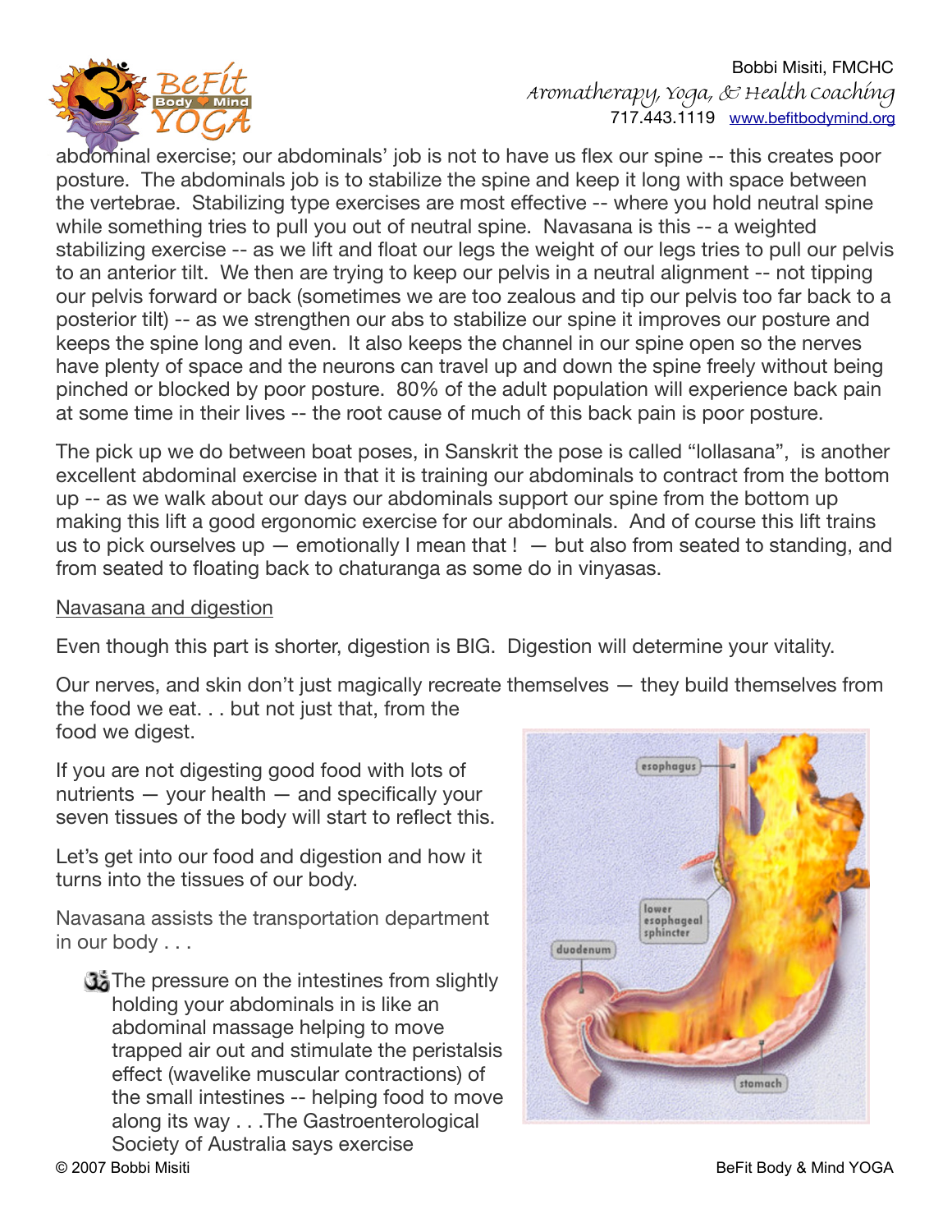abdominal exercise; our abdominals' job is not to have us flex our spine -- this creates poor posture. The abdominals job is to stabilize the spine and keep it long with space between the vertebrae. Stabilizing type exercises are most effective -- where you hold neutral spine while something tries to pull you out of neutral spine. Navasana is this -- a weighted stabilizing exercise -- as we lift and float our legs the weight of our legs tries to pull our pelvis to an anterior tilt. We then are trying to keep our pelvis in a neutral alignment -- not tipping our pelvis forward or back (sometimes we are too zealous and tip our pelvis too far back to a posterior tilt) -- as we strengthen our abs to stabilize our spine it improves our posture and keeps the spine long and even. It also keeps the channel in our spine open so the nerves have plenty of space and the neurons can travel up and down the spine freely without being pinched or blocked by poor posture. 80% of the adult population will experience back pain at some time in their lives -- the root cause of much of this back pain is poor posture.

The pick up we do between boat poses, in Sanskrit the pose is called "lollasana", is another excellent abdominal exercise in that it is training our abdominals to contract from the bottom up -- as we walk about our days our abdominals support our spine from the bottom up making this lift a good ergonomic exercise for our abdominals. And of course this lift trains us to pick ourselves up — emotionally I mean that ! — but also from seated to standing, and from seated to floating back to chaturanga as some do in vinyasas.

Navasana and digestion

Even though this part is shorter, digestion is BIG. Digestion will determine your vitality.

Our nerves, and skin don't just magically recreate themselves — they build themselves from the food we eat. . . but not just that, from the food we digest.

If you are not digesting good food with lots of nutrients — your health — and specifically your seven tissues of the body will start to reflect this.

Let's get into our food and digestion and how it turns into the tissues of our body.

Navasana assists the transportation department in our body . . .

- The pressure on the intestines from slightly holding your abdominals in is like an abdominal massage helping to move trapped air out and stimulate the peristalsis effect (wavelike muscular contractions) of the small intestines -- helping food to move along its way . . .The Gastroenterological Society of Australia says exercise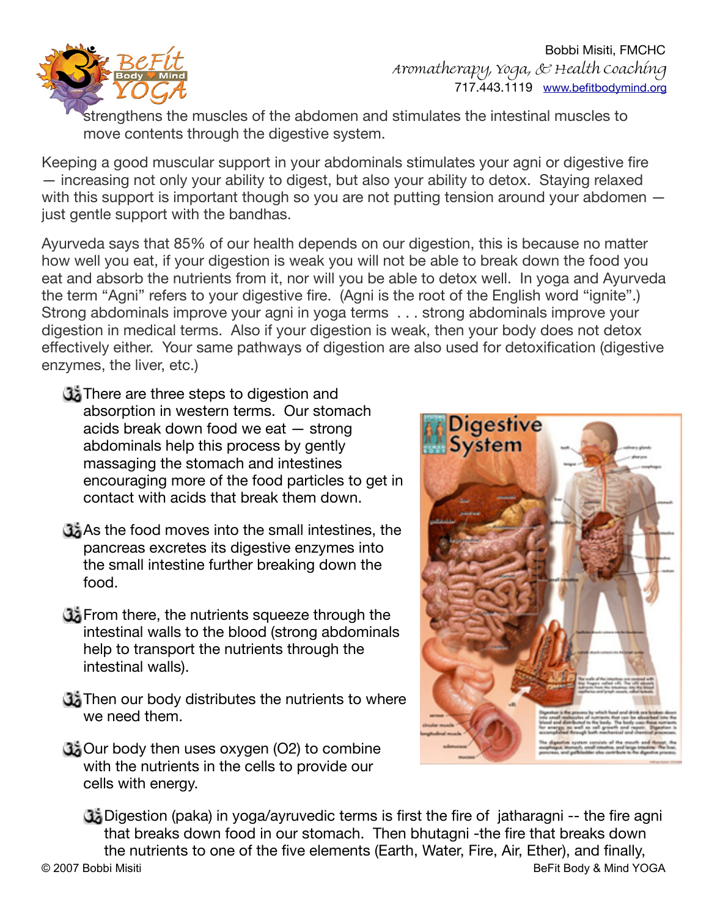strengthens the muscles of the abdomen and stimulates the intestinal muscles to move contents through the digestive system.

Keeping a good muscular support in your abdominals stimulates your agni or digestive fire — increasing not only your ability to digest, but also your ability to detox. Staying relaxed with this support is important though so you are not putting tension around your abdomen — just gentle support with the bandhas.

Ayurveda says that 85% of our health depends on our digestion, this is because no matter how well you eat, if your digestion is weak you will not be able to break down the food you eat and absorb the nutrients from it, nor will you be able to detox well. In yoga and Ayurveda the term "Agni" refers to your digestive fire. (Agni is the root of the English word "ignite".) Strong abdominals improve your agni in yoga terms . . . strong abdominals improve your digestion in medical terms. Also if your digestion is weak, then your body does not detox effectively either. Your same pathways of digestion are also used for detoxification (digestive enzymes, the liver, etc.)

- There are three steps to digestion and absorption in western terms. Our stomach acids break down food we eat — strong abdominals help this process by gently massaging the stomach and intestines encouraging more of the food particles to get in contact with acids that break them down.
- As the food moves into the small intestines, the pancreas excretes its digestive enzymes into the small intestine further breaking down the food.
- From there, the nutrients squeeze through the intestinal walls to the blood (strong abdominals help to transport the nutrients through the intestinal walls).
- Then our body distributes the nutrients to where we need them.
- Our body then uses oxygen ($O_2$) to combine with the nutrients in the cells to provide our cells with energy.
- Digestion (paka) in yoga/ayruvedic terms is first the fire of jatharagni -- the fire agni that breaks down food in our stomach. Then bhutagni -the fire that breaks down the nutrients to one of the five elements (Earth, Water, Fire, Air, Ether), and finally,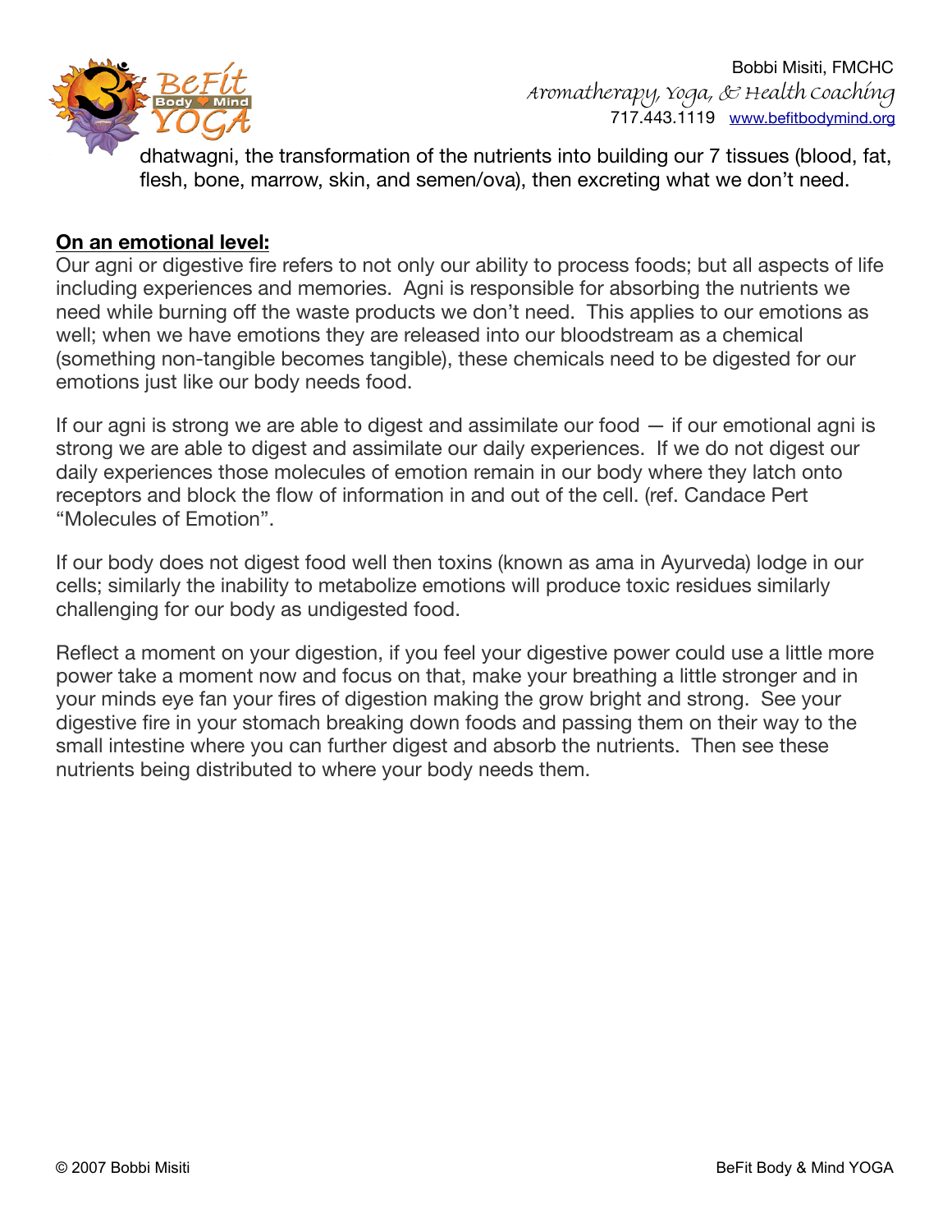dhatwagni, the transformation of the nutrients into building our 7 tissues (blood, fat, flesh, bone, marrow, skin, and semen/ova), then excreting what we don't need.

**On an emotional level:**

Our agni or digestive fire refers to not only our ability to process foods; but all aspects of life including experiences and memories. Agni is responsible for absorbing the nutrients we need while burning off the waste products we don't need. This applies to our emotions as well; when we have emotions they are released into our bloodstream as a chemical (something non-tangible becomes tangible), these chemicals need to be digested for our emotions just like our body needs food.

If our agni is strong we are able to digest and assimilate our food — if our emotional agni is strong we are able to digest and assimilate our daily experiences. If we do not digest our daily experiences those molecules of emotion remain in our body where they latch onto receptors and block the flow of information in and out of the cell. (ref. Candace Pert "Molecules of Emotion".

If our body does not digest food well then toxins (known as ama in Ayurveda) lodge in our cells; similarly the inability to metabolize emotions will produce toxic residues similarly challenging for our body as undigested food.

Reflect a moment on your digestion, if you feel your digestive power could use a little more power take a moment now and focus on that, make your breathing a little stronger and in your minds eye fan your fires of digestion making the grow bright and strong. See your digestive fire in your stomach breaking down foods and passing them on their way to the small intestine where you can further digest and absorb the nutrients. Then see these nutrients being distributed to where your body needs them.